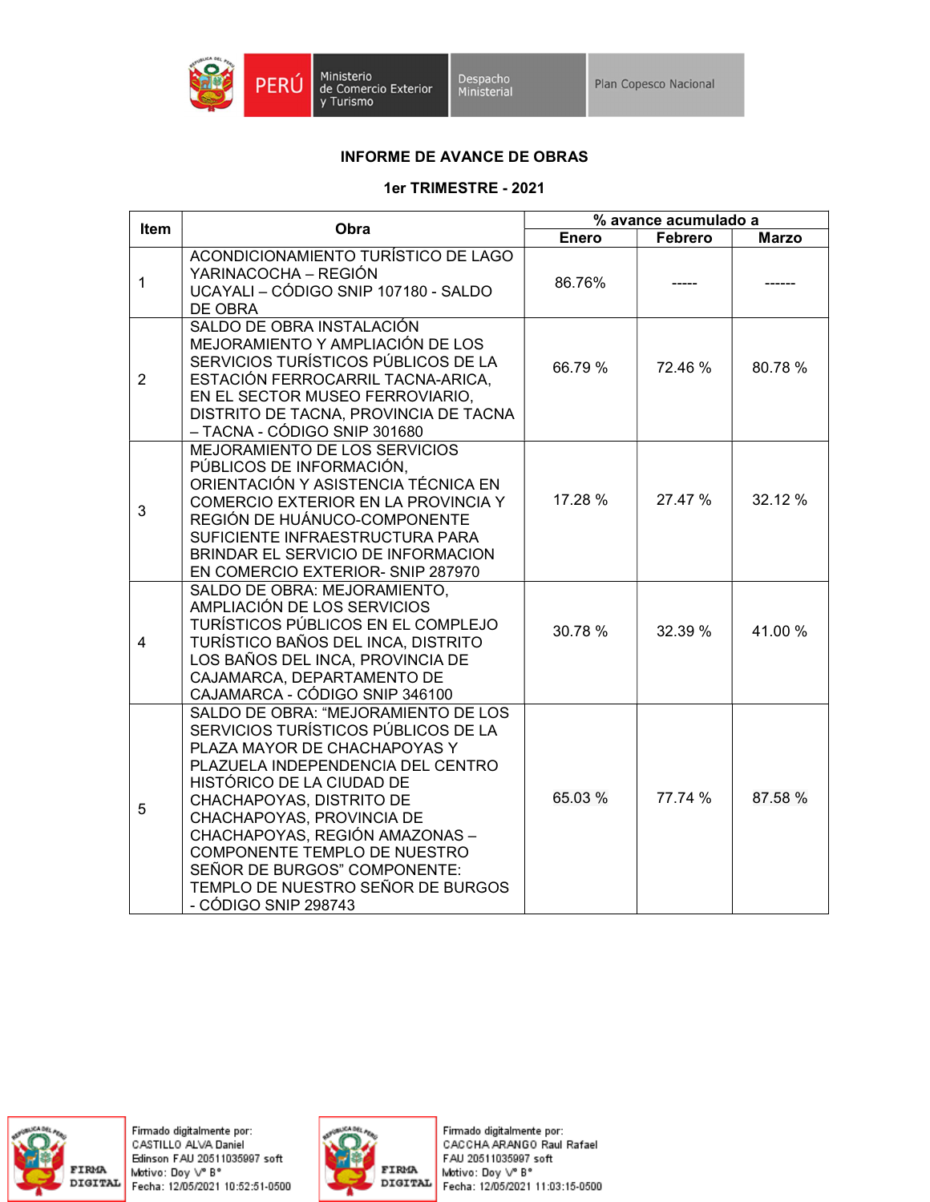Ministerio de Comercio Exterior y Turismo | Despacho Ministerial | Plan Copesco Nacional

**INFORME DE AVANCE DE OBRAS**

**1er TRIMESTRE - 2021**

| Item | Obra | % avance acumulado a | | |
|---|---|---|---|---|
| | | Enero | Febrero | Marzo |
| 1 | ACONDICIONAMIENTO TURÍSTICO DE LAGO YARINACOCHA – REGIÓN UCAYALI – CÓDIGO SNIP 107180 - SALDO DE OBRA | 86.76% | ----- | ------ |
| 2 | SALDO DE OBRA INSTALACIÓN MEJORAMIENTO Y AMPLIACIÓN DE LOS SERVICIOS TURÍSTICOS PÚBLICOS DE LA ESTACIÓN FERROCARRIL TACNA-ARICA, EN EL SECTOR MUSEO FERROVIARIO, DISTRITO DE TACNA, PROVINCIA DE TACNA – TACNA - CÓDIGO SNIP 301680 | 66.79 % | 72.46 % | 80.78 % |
| 3 | MEJORAMIENTO DE LOS SERVICIOS PÚBLICOS DE INFORMACIÓN, ORIENTACIÓN Y ASISTENCIA TÉCNICA EN COMERCIO EXTERIOR EN LA PROVINCIA Y REGIÓN DE HUÁNUCO-COMPONENTE SUFICIENTE INFRAESTRUCTURA PARA BRINDAR EL SERVICIO DE INFORMACION EN COMERCIO EXTERIOR- SNIP 287970 | 17.28 % | 27.47 % | 32.12 % |
| 4 | SALDO DE OBRA: MEJORAMIENTO, AMPLIACIÓN DE LOS SERVICIOS TURÍSTICOS PÚBLICOS EN EL COMPLEJO TURÍSTICO BAÑOS DEL INCA, DISTRITO LOS BAÑOS DEL INCA, PROVINCIA DE CAJAMARCA, DEPARTAMENTO DE CAJAMARCA - CÓDIGO SNIP 346100 | 30.78 % | 32.39 % | 41.00 % |
| 5 | SALDO DE OBRA: “MEJORAMIENTO DE LOS SERVICIOS TURÍSTICOS PÚBLICOS DE LA PLAZA MAYOR DE CHACHAPOYAS Y PLAZUELA INDEPENDENCIA DEL CENTRO HISTÓRICO DE LA CIUDAD DE CHACHAPOYAS, DISTRITO DE CHACHAPOYAS, PROVINCIA DE CHACHAPOYAS, REGIÓN AMAZONAS – COMPONENTE TEMPLO DE NUESTRO SEÑOR DE BURGOS” COMPONENTE: TEMPLO DE NUESTRO SEÑOR DE BURGOS - CÓDIGO SNIP 298743 | 65.03 % | 77.74 % | 87.58 % |

FIRMA DIGITAL
Firmado digitalmente por: CASTILLO ALVA Daniel Edinson FAU 20511035997 soft
Motivo: Doy V° B°
Fecha: 12/05/2021 10:52:51-0500

FIRMA DIGITAL
Firmado digitalmente por: CACCHA ARANGO Raul Rafael FAU 20511035997 soft
Motivo: Doy V° B°
Fecha: 12/05/2021 11:03:15-0500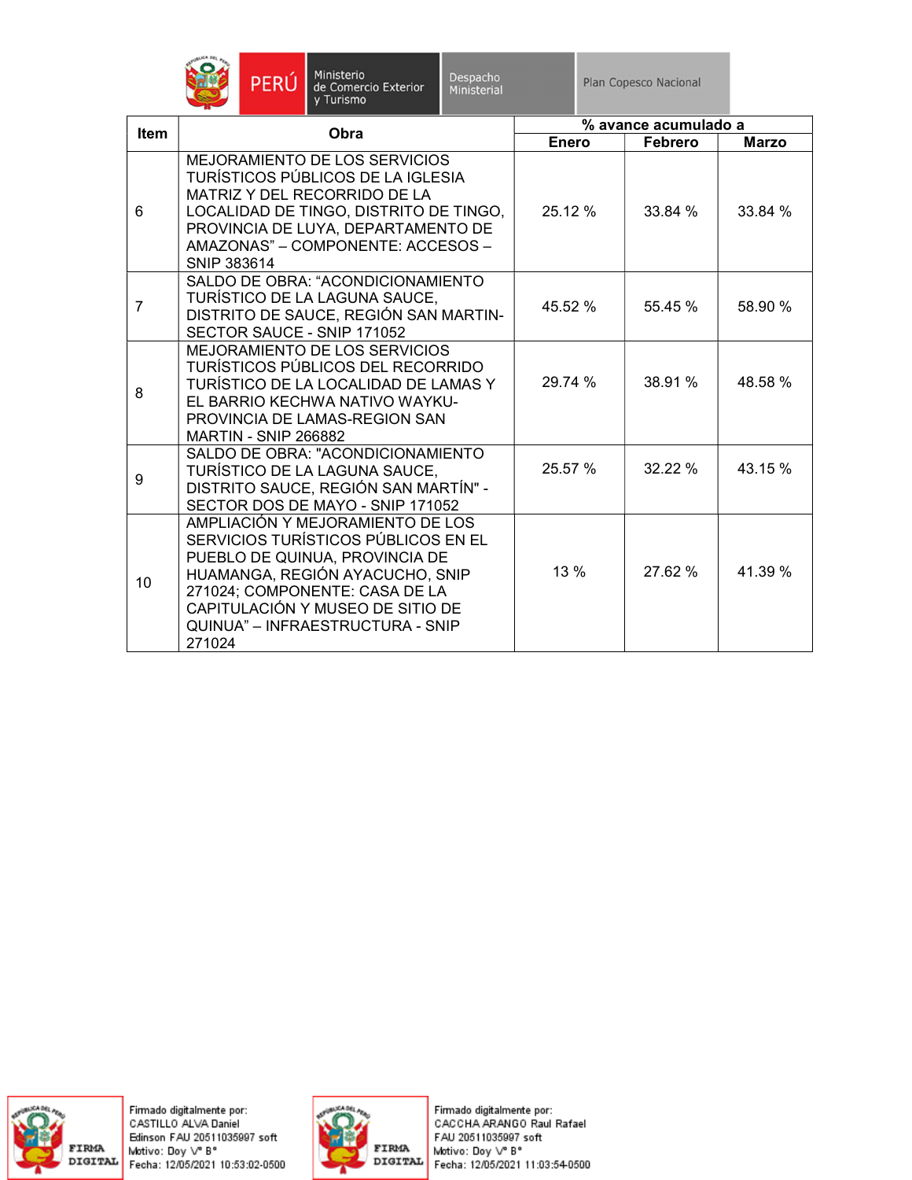| Item | Obra | % avance acumulado a | | |
|---|---|---|---|---|
| | | Enero | Febrero | Marzo |
| 6 | MEJORAMIENTO DE LOS SERVICIOS TURÍSTICOS PÚBLICOS DE LA IGLESIA MATRIZ Y DEL RECORRIDO DE LA LOCALIDAD DE TINGO, DISTRITO DE TINGO, PROVINCIA DE LUYA, DEPARTAMENTO DE AMAZONAS" – COMPONENTE: ACCESOS – SNIP 383614 | 25.12 % | 33.84 % | 33.84 % |
| 7 | SALDO DE OBRA: "ACONDICIONAMIENTO TURÍSTICO DE LA LAGUNA SAUCE, DISTRITO DE SAUCE, REGIÓN SAN MARTIN-SECTOR SAUCE - SNIP 171052 | 45.52 % | 55.45 % | 58.90 % |
| 8 | MEJORAMIENTO DE LOS SERVICIOS TURÍSTICOS PÚBLICOS DEL RECORRIDO TURÍSTICO DE LA LOCALIDAD DE LAMAS Y EL BARRIO KECHWA NATIVO WAYKU-PROVINCIA DE LAMAS-REGION SAN MARTIN - SNIP 266882 | 29.74 % | 38.91 % | 48.58 % |
| 9 | SALDO DE OBRA: "ACONDICIONAMIENTO TURÍSTICO DE LA LAGUNA SAUCE, DISTRITO SAUCE, REGIÓN SAN MARTÍN" - SECTOR DOS DE MAYO - SNIP 171052 | 25.57 % | 32.22 % | 43.15 % |
| 10 | AMPLIACIÓN Y MEJORAMIENTO DE LOS SERVICIOS TURÍSTICOS PÚBLICOS EN EL PUEBLO DE QUINUA, PROVINCIA DE HUAMANGA, REGIÓN AYACUCHO, SNIP 271024; COMPONENTE: CASA DE LA CAPITULACIÓN Y MUSEO DE SITIO DE QUINUA" – INFRAESTRUCTURA - SNIP 271024 | 13 % | 27.62 % | 41.39 % |

FIRMA DIGITAL

Firmado digitalmente por:
CASTILLO ALVA Daniel Edinson FAU 20511035997 soft
Motivo: Doy V° B°
Fecha: 12/05/2021 10:53:02-0500

FIRMA DIGITAL

Firmado digitalmente por:
CACCHA ARANGO Raul Rafael FAU 20511035997 soft
Motivo: Doy V° B°
Fecha: 12/05/2021 11:03:54-0500